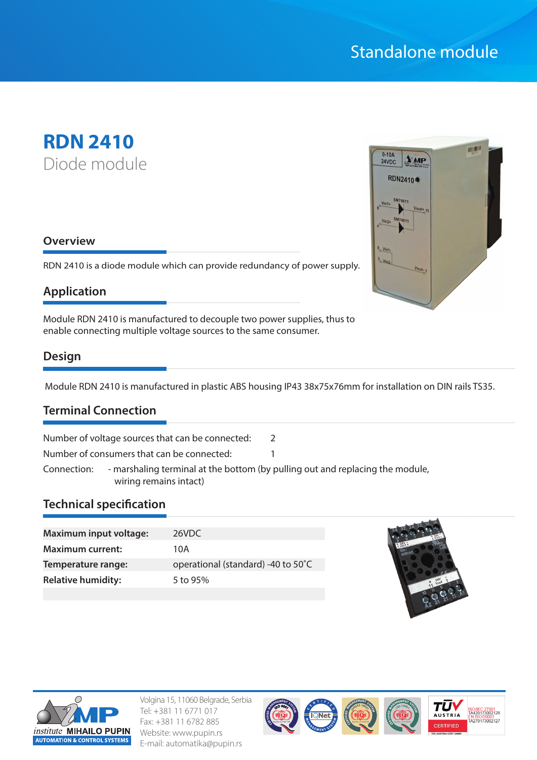Standalone module

# RDN 2410

Diode module

## Overview

RDN 2410 is a diode module which can provide redundancy of power supply.

## Application

Module RDN 2410 is manufactured to decouple two power supplies, thus to enable connecting multiple voltage sources to the same consumer.

## Design

Module RDN 2410 is manufactured in plastic ABS housing IP43 38x75x76mm for installation on DIN rails TS35.

## Terminal Connection

Number of voltage sources that can be connected: 2

Number of consumers that can be connected: 1

Connection: - marshaling terminal at the bottom (by pulling out and replacing the module, wiring remains intact)

## Technical specification

| | |
|---|---|
| **Maximum input voltage:** | 26VDC |
| **Maximum current:** | 10A |
| **Temperature range:** | operational (standard) -40 to 50˚C |
| **Relative humidity:** | 5 to 95% |

Volgina 15, 11060 Belgrade, Serbia
Tel: +381 11 6771 017
Fax: +381 11 6782 885
Website: www.pupin.rs
E-mail: automatika@pupin.rs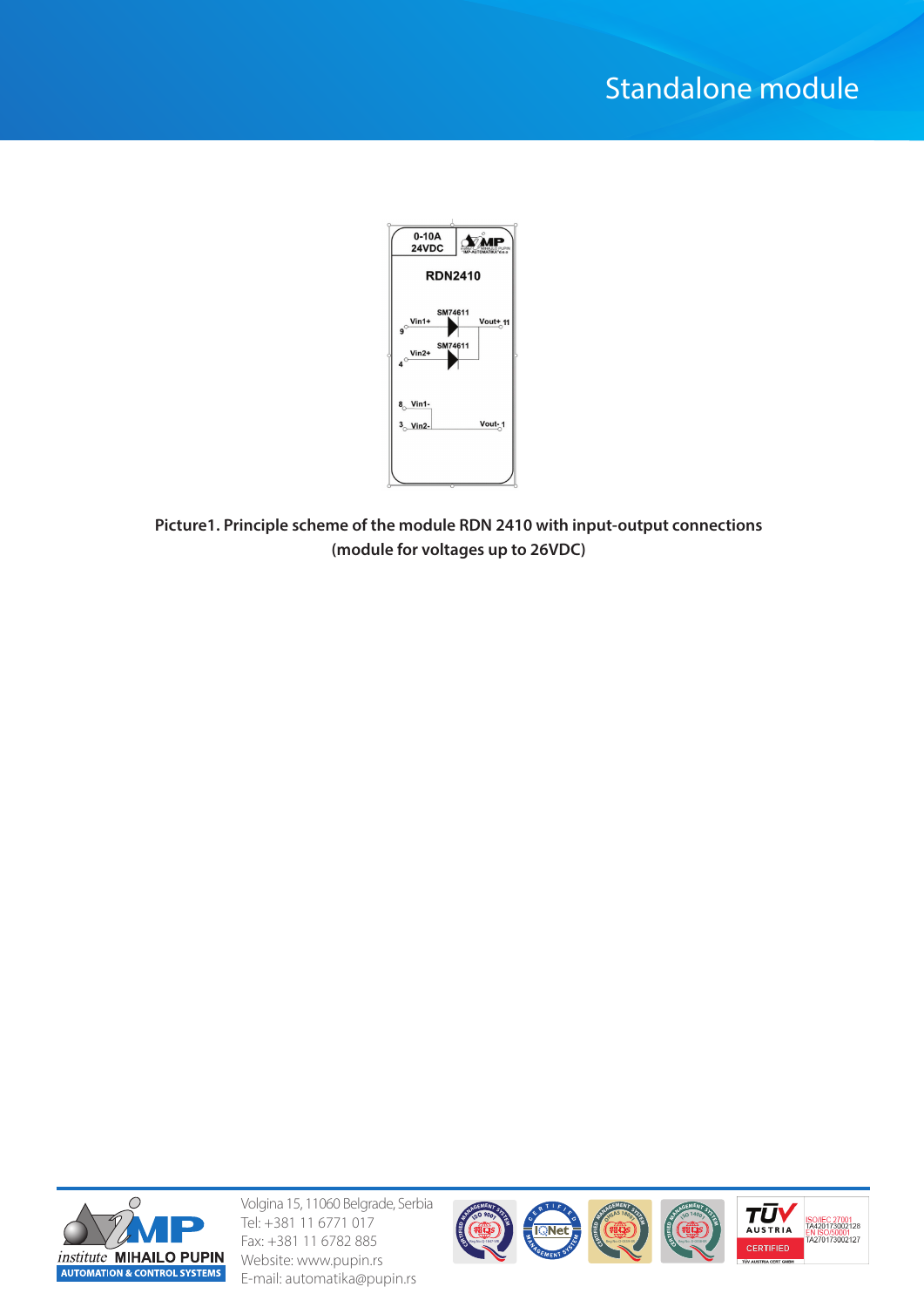Standalone module

0-10A
24VDC

RDN2410

SM74611
Vin1+
Vout+ 11
9
SM74611
Vin2+
4
8 Vin1-
3 Vin2-
Vout- 1

**Picture1. Principle scheme of the module RDN 2410 with input-output connections (module for voltages up to 26VDC)**

Volgina 15, 11060 Belgrade, Serbia
Tel: +381 11 6771 017
Fax: +381 11 6782 885
Website: www.pupin.rs
E-mail: automatika@pupin.rs